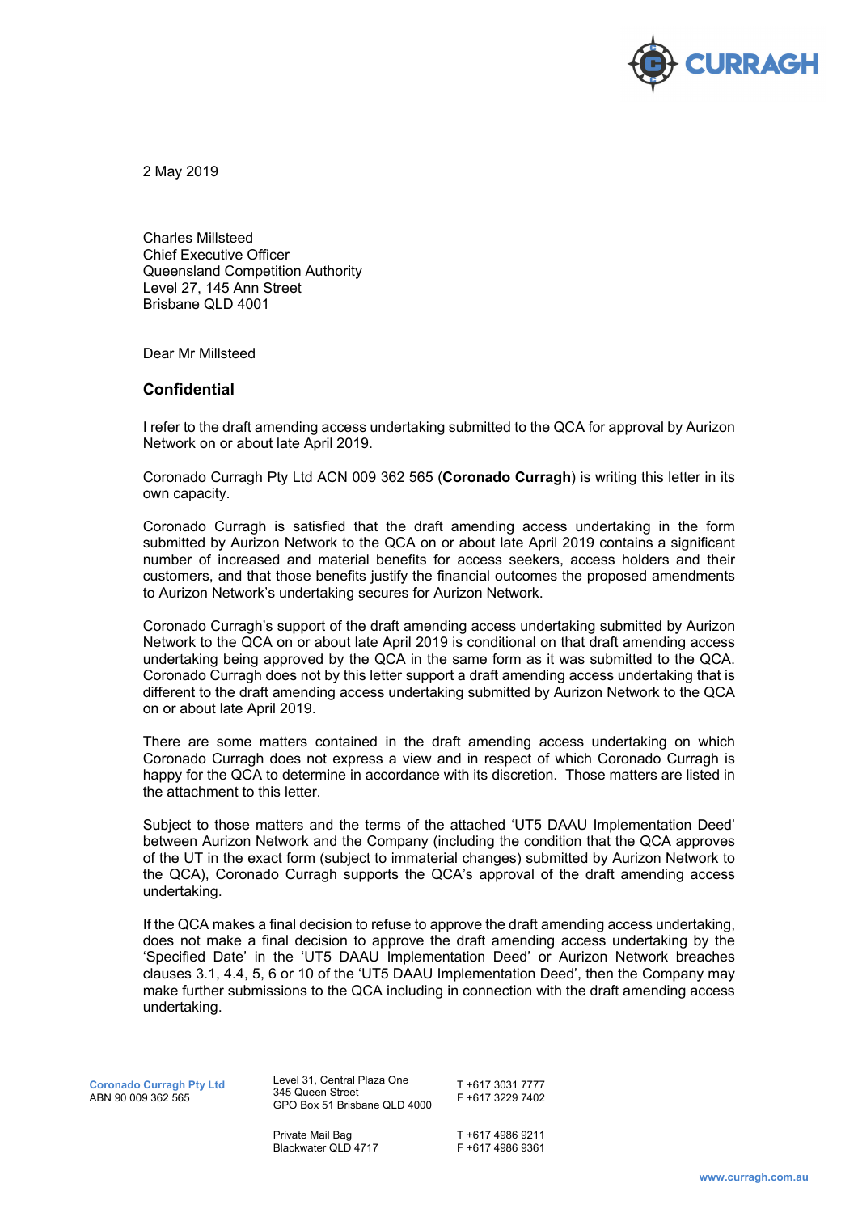2 May 2019

Charles Millsteed
Chief Executive Officer
Queensland Competition Authority
Level 27, 145 Ann Street
Brisbane QLD 4001

Dear Mr Millsteed

## Confidential

I refer to the draft amending access undertaking submitted to the QCA for approval by Aurizon Network on or about late April 2019.

Coronado Curragh Pty Ltd ACN 009 362 565 (**Coronado Curragh**) is writing this letter in its own capacity.

Coronado Curragh is satisfied that the draft amending access undertaking in the form submitted by Aurizon Network to the QCA on or about late April 2019 contains a significant number of increased and material benefits for access seekers, access holders and their customers, and that those benefits justify the financial outcomes the proposed amendments to Aurizon Network's undertaking secures for Aurizon Network.

Coronado Curragh's support of the draft amending access undertaking submitted by Aurizon Network to the QCA on or about late April 2019 is conditional on that draft amending access undertaking being approved by the QCA in the same form as it was submitted to the QCA. Coronado Curragh does not by this letter support a draft amending access undertaking that is different to the draft amending access undertaking submitted by Aurizon Network to the QCA on or about late April 2019.

There are some matters contained in the draft amending access undertaking on which Coronado Curragh does not express a view and in respect of which Coronado Curragh is happy for the QCA to determine in accordance with its discretion. Those matters are listed in the attachment to this letter.

Subject to those matters and the terms of the attached 'UT5 DAAU Implementation Deed' between Aurizon Network and the Company (including the condition that the QCA approves of the UT in the exact form (subject to immaterial changes) submitted by Aurizon Network to the QCA), Coronado Curragh supports the QCA's approval of the draft amending access undertaking.

If the QCA makes a final decision to refuse to approve the draft amending access undertaking, does not make a final decision to approve the draft amending access undertaking by the 'Specified Date' in the 'UT5 DAAU Implementation Deed' or Aurizon Network breaches clauses 3.1, 4.4, 5, 6 or 10 of the 'UT5 DAAU Implementation Deed', then the Company may make further submissions to the QCA including in connection with the draft amending access undertaking.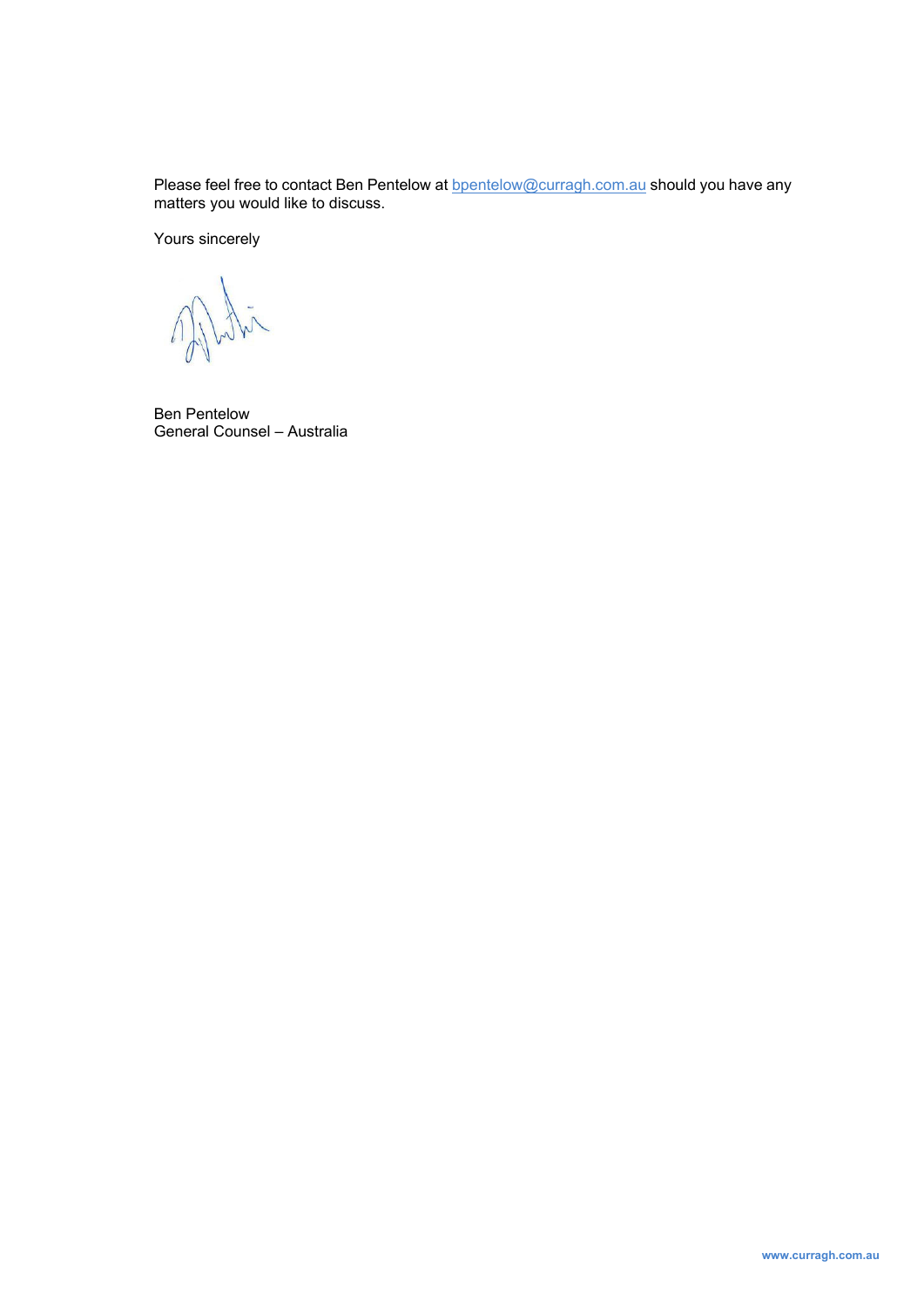Please feel free to contact Ben Pentelow at bpentelow@curragh.com.au should you have any matters you would like to discuss.

Yours sincerely

Ben Pentelow
General Counsel – Australia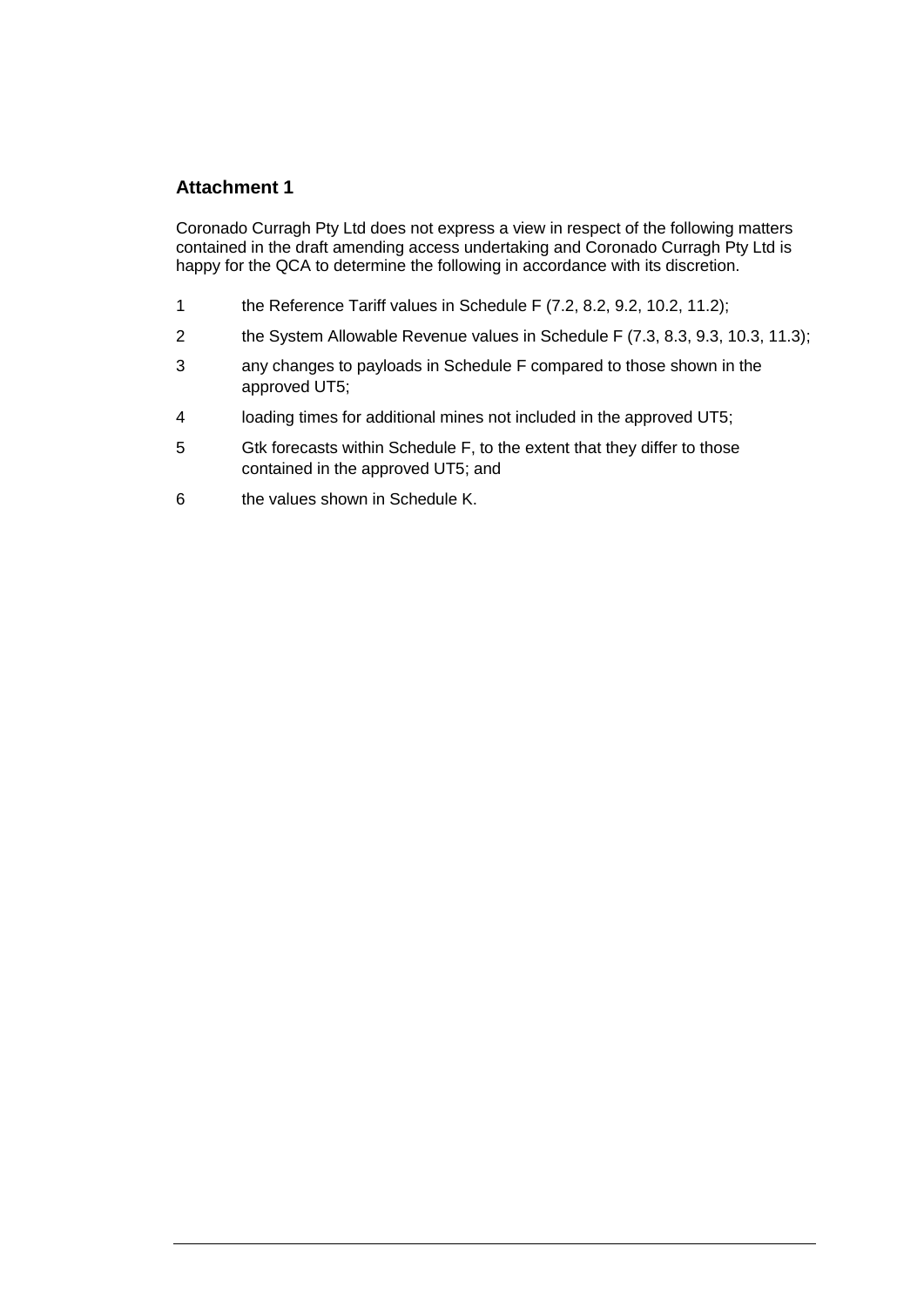## Attachment 1

Coronado Curragh Pty Ltd does not express a view in respect of the following matters contained in the draft amending access undertaking and Coronado Curragh Pty Ltd is happy for the QCA to determine the following in accordance with its discretion.

1. the Reference Tariff values in Schedule F (7.2, 8.2, 9.2, 10.2, 11.2);
2. the System Allowable Revenue values in Schedule F (7.3, 8.3, 9.3, 10.3, 11.3);
3. any changes to payloads in Schedule F compared to those shown in the approved UT5;
4. loading times for additional mines not included in the approved UT5;
5. Gtk forecasts within Schedule F, to the extent that they differ to those contained in the approved UT5; and
6. the values shown in Schedule K.